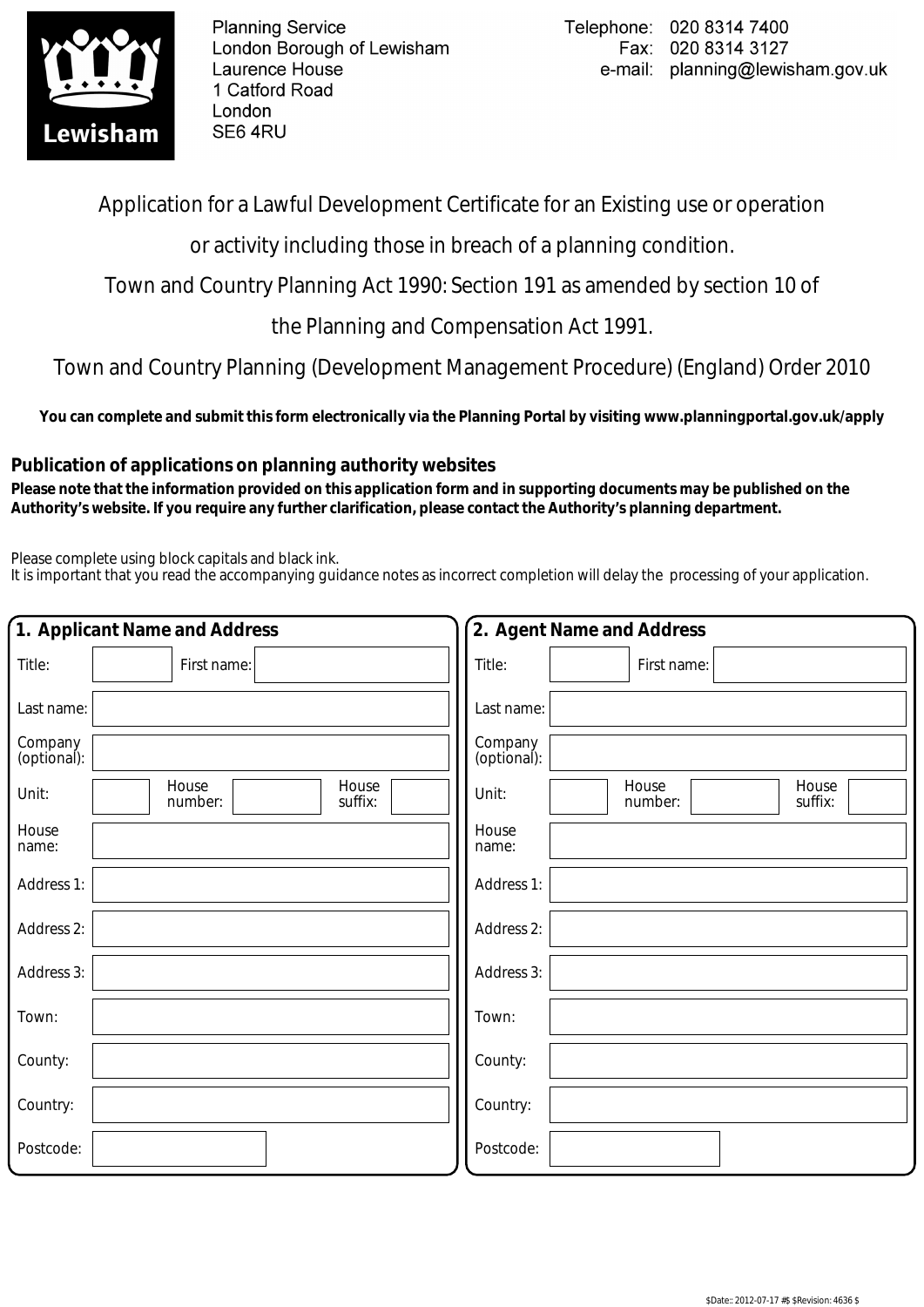Planning Service
London Borough of Lewisham
Laurence House
1 Catford Road
London
SE6 4RU

Telephone: 020 8314 7400
Fax: 020 8314 3127
e-mail: planning@lewisham.gov.uk

# Application for a Lawful Development Certificate for an Existing use or operation or activity including those in breach of a planning condition.

## Town and Country Planning Act 1990: Section 191 as amended by section 10 of the Planning and Compensation Act 1991.

## Town and Country Planning (Development Management Procedure) (England) Order 2010

**You can complete and submit this form electronically via the Planning Portal by visiting www.planningportal.gov.uk/apply**

### Publication of applications on planning authority websites

**Please note that the information provided on this application form and in supporting documents may be published on the Authority's website. If you require any further clarification, please contact the Authority's planning department.**

Please complete using block capitals and black ink.
It is important that you read the accompanying guidance notes as incorrect completion will delay the processing of your application.

### 1. Applicant Name and Address

| | |
|---|---|
| Title: | First name: |
| Last name: | |
| Company (optional): | |
| Unit: | House number: House suffix: |
| House name: | |
| Address 1: | |
| Address 2: | |
| Address 3: | |
| Town: | |
| County: | |
| Country: | |
| Postcode: | |

### 2. Agent Name and Address

| | |
|---|---|
| Title: | First name: |
| Last name: | |
| Company (optional): | |
| Unit: | House number: House suffix: |
| House name: | |
| Address 1: | |
| Address 2: | |
| Address 3: | |
| Town: | |
| County: | |
| Country: | |
| Postcode: | |

$Date:: 2012-07-17 #$ $Revision: 4636 $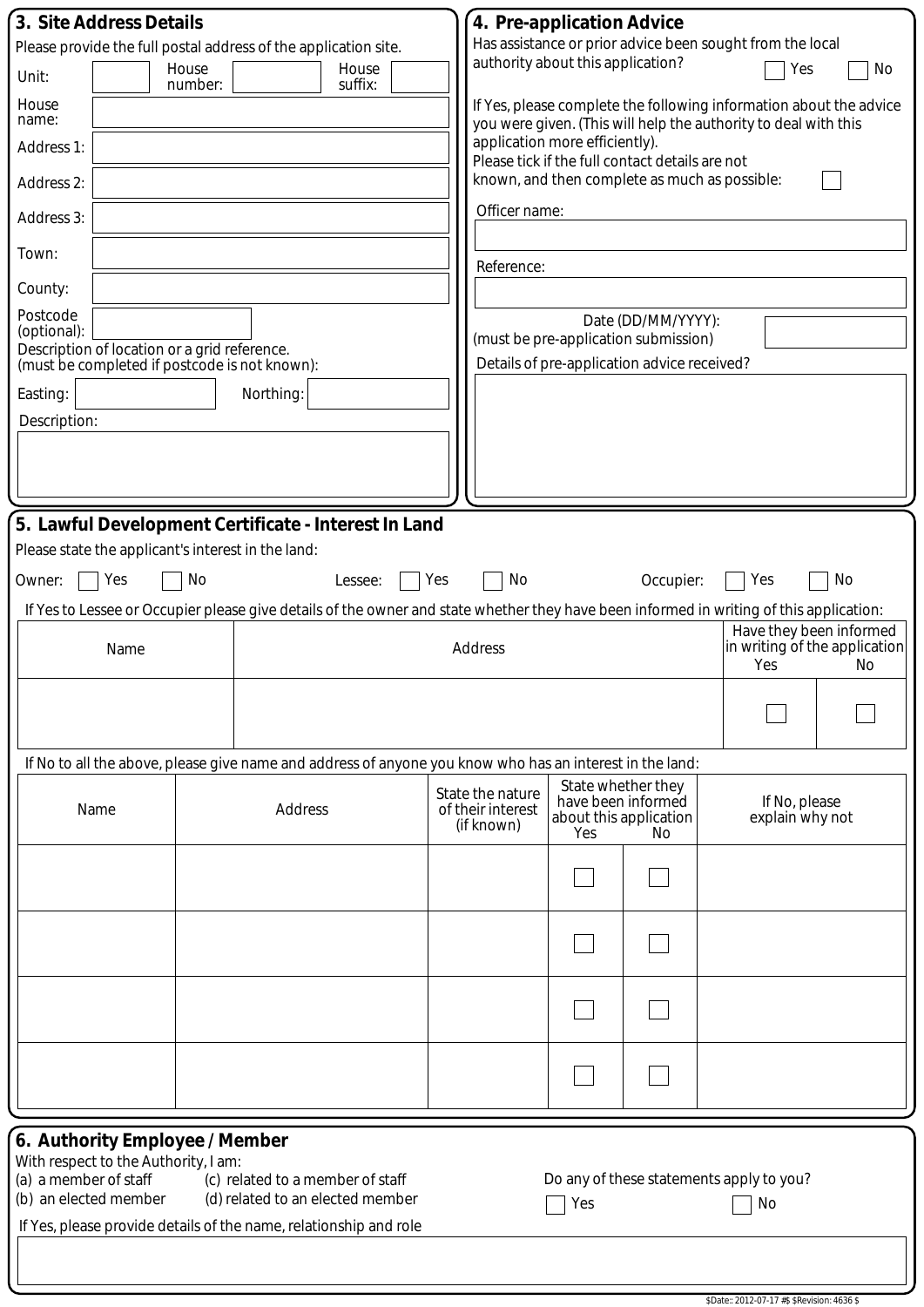## 3. Site Address Details

Please provide the full postal address of the application site.

| | | | | | |
|---|---|---|---|---|---|
| Unit: | | House number: | | House suffix: | |

House name:

Address 1:

Address 2:

Address 3:

Town:

County:

Postcode (optional):

Description of location or a grid reference.
(must be completed if postcode is not known):

Easting: Northing:

Description:

## 4. Pre-application Advice

Has assistance or prior advice been sought from the local authority about this application? ☐ Yes ☐ No

If Yes, please complete the following information about the advice you were given. (This will help the authority to deal with this application more efficiently).

Please tick if the full contact details are not known, and then complete as much as possible: ☐

Officer name:

Reference:

Date (DD/MM/YYYY):
(must be pre-application submission)

Details of pre-application advice received?

## 5. Lawful Development Certificate - Interest In Land

Please state the applicant's interest in the land:

Owner: ☐ Yes ☐ No Lessee: ☐ Yes ☐ No Occupier: ☐ Yes ☐ No

If Yes to Lessee or Occupier please give details of the owner and state whether they have been informed in writing of this application:

| Name | Address | Have they been informed in writing of the application Yes | No |
|---|---|---|---|
| | | ☐ | ☐ |

If No to all the above, please give name and address of anyone you know who has an interest in the land:

| Name | Address | State the nature of their interest (if known) | State whether they have been informed about this application Yes | No | If No, please explain why not |
|---|---|---|---|---|---|
| | | | ☐ | ☐ | |
| | | | ☐ | ☐ | |
| | | | ☐ | ☐ | |
| | | | ☐ | ☐ | |

## 6. Authority Employee / Member

With respect to the Authority, I am:

(a) a member of staff
(b) an elected member
(c) related to a member of staff
(d) related to an elected member

Do any of these statements apply to you? ☐ Yes ☐ No

If Yes, please provide details of the name, relationship and role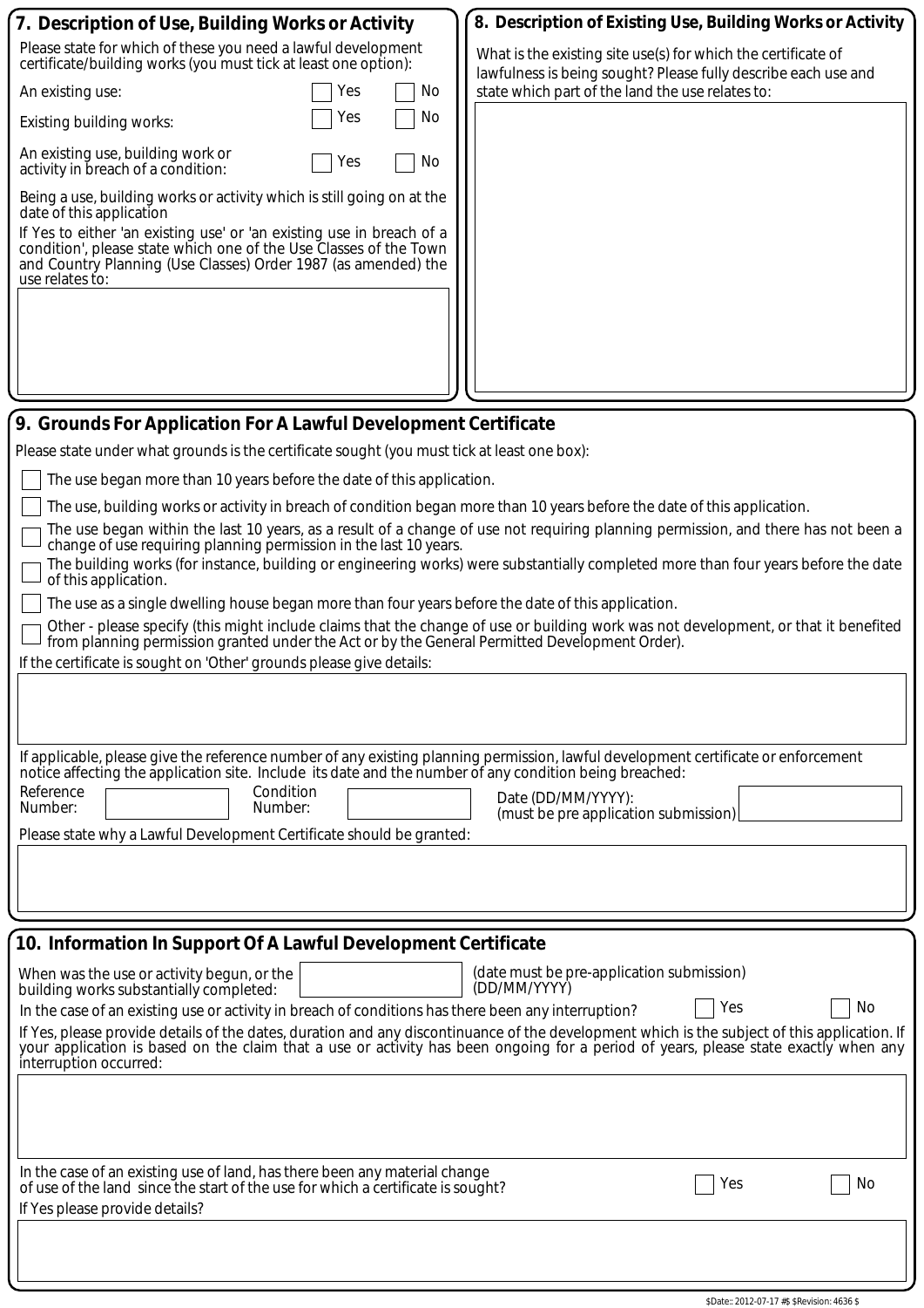## 7. Description of Use, Building Works or Activity

Please state for which of these you need a lawful development certificate/building works (you must tick at least one option):

| | | |
|---|---|---|
| An existing use: | ☐ Yes | ☐ No |
| Existing building works: | ☐ Yes | ☐ No |
| An existing use, building work or activity in breach of a condition: | ☐ Yes | ☐ No |

Being a use, building works or activity which is still going on at the date of this application

If Yes to either 'an existing use' or 'an existing use in breach of a condition', please state which one of the Use Classes of the Town and Country Planning (Use Classes) Order 1987 (as amended) the use relates to:

## 8. Description of Existing Use, Building Works or Activity

What is the existing site use(s) for which the certificate of lawfulness is being sought? Please fully describe each use and state which part of the land the use relates to:

## 9. Grounds For Application For A Lawful Development Certificate

Please state under what grounds is the certificate sought (you must tick at least one box):

- ☐ The use began more than 10 years before the date of this application.
- ☐ The use, building works or activity in breach of condition began more than 10 years before the date of this application.
- ☐ The use began within the last 10 years, as a result of a change of use not requiring planning permission, and there has not been a change of use requiring planning permission in the last 10 years.
- ☐ The building works (for instance, building or engineering works) were substantially completed more than four years before the date of this application.
- ☐ The use as a single dwelling house began more than four years before the date of this application.
- ☐ Other - please specify (this might include claims that the change of use or building work was not development, or that it benefited from planning permission granted under the Act or by the General Permitted Development Order).

If the certificate is sought on 'Other' grounds please give details:

If applicable, please give the reference number of any existing planning permission, lawful development certificate or enforcement notice affecting the application site. Include its date and the number of any condition being breached:

Reference Number: ______ Condition Number: ______ Date (DD/MM/YYYY): (must be pre application submission) ______

Please state why a Lawful Development Certificate should be granted:

## 10. Information In Support Of A Lawful Development Certificate

When was the use or activity begun, or the building works substantially completed: ______ (date must be pre-application submission) (DD/MM/YYYY)

In the case of an existing use or activity in breach of conditions has there been any interruption? ☐ Yes ☐ No

If Yes, please provide details of the dates, duration and any discontinuance of the development which is the subject of this application. If your application is based on the claim that a use or activity has been ongoing for a period of years, please state exactly when any interruption occurred:

In the case of an existing use of land, has there been any material change of use of the land since the start of the use for which a certificate is sought? ☐ Yes ☐ No

If Yes please provide details?

$Date:: 2012-07-17 #$ $Revision: 4636 $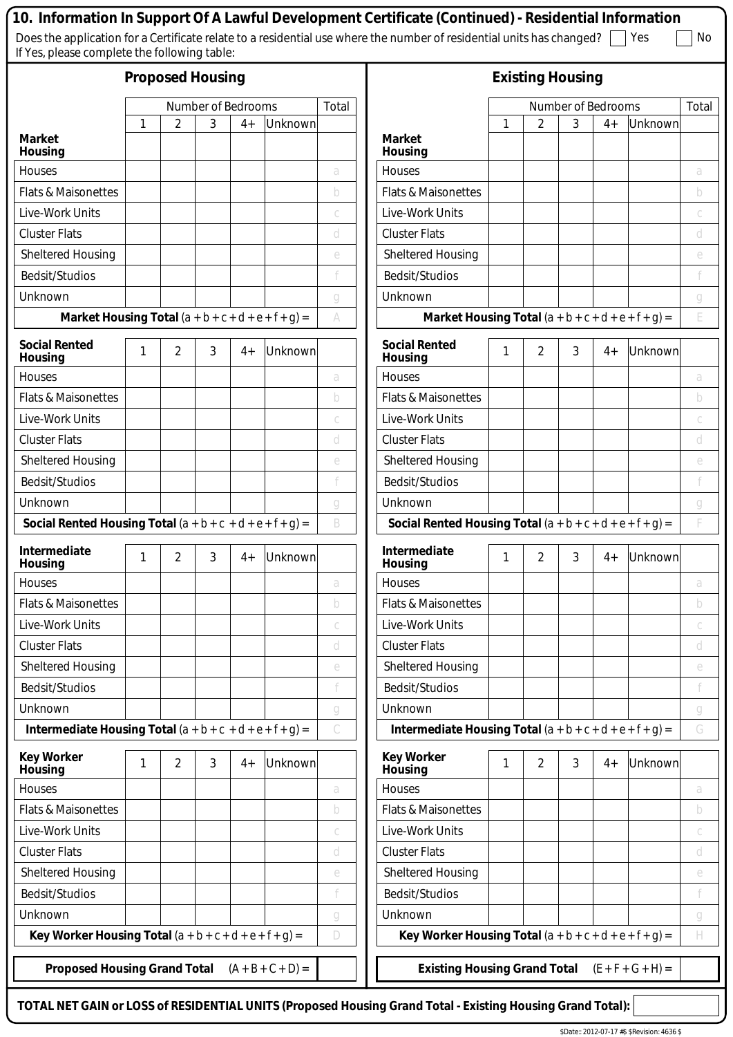## 10. Information In Support Of A Lawful Development Certificate (Continued) - Residential Information

Does the application for a Certificate relate to a residential use where the number of residential units has changed? ☐ Yes ☐ No

If Yes, please complete the following table:

### Proposed Housing

| Market Housing | 1 | 2 | 3 | 4+ | Unknown | Total |
|---|---|---|---|---|---|---|
| Houses | | | | | | a |
| Flats & Maisonettes | | | | | | b |
| Live-Work Units | | | | | | c |
| Cluster Flats | | | | | | d |
| Sheltered Housing | | | | | | e |
| Bedsit/Studios | | | | | | f |
| Unknown | | | | | | g |
| **Market Housing Total** (a + b + c + d + e + f + g) = | | | | | | A |

| Social Rented Housing | 1 | 2 | 3 | 4+ | Unknown | Total |
|---|---|---|---|---|---|---|
| Houses | | | | | | a |
| Flats & Maisonettes | | | | | | b |
| Live-Work Units | | | | | | c |
| Cluster Flats | | | | | | d |
| Sheltered Housing | | | | | | e |
| Bedsit/Studios | | | | | | f |
| Unknown | | | | | | g |
| **Social Rented Housing Total** (a + b + c + d + e + f + g) = | | | | | | B |

| Intermediate Housing | 1 | 2 | 3 | 4+ | Unknown | Total |
|---|---|---|---|---|---|---|
| Houses | | | | | | a |
| Flats & Maisonettes | | | | | | b |
| Live-Work Units | | | | | | c |
| Cluster Flats | | | | | | d |
| Sheltered Housing | | | | | | e |
| Bedsit/Studios | | | | | | f |
| Unknown | | | | | | g |
| **Intermediate Housing Total** (a + b + c + d + e + f + g) = | | | | | | C |

| Key Worker Housing | 1 | 2 | 3 | 4+ | Unknown | Total |
|---|---|---|---|---|---|---|
| Houses | | | | | | a |
| Flats & Maisonettes | | | | | | b |
| Live-Work Units | | | | | | c |
| Cluster Flats | | | | | | d |
| Sheltered Housing | | | | | | e |
| Bedsit/Studios | | | | | | f |
| Unknown | | | | | | g |
| **Key Worker Housing Total** (a + b + c + d + e + f + g) = | | | | | | D |

**Proposed Housing Grand Total** (A + B + C + D) = 

### Existing Housing

| Market Housing | 1 | 2 | 3 | 4+ | Unknown | Total |
|---|---|---|---|---|---|---|
| Houses | | | | | | a |
| Flats & Maisonettes | | | | | | b |
| Live-Work Units | | | | | | c |
| Cluster Flats | | | | | | d |
| Sheltered Housing | | | | | | e |
| Bedsit/Studios | | | | | | f |
| Unknown | | | | | | g |
| **Market Housing Total** (a + b + c + d + e + f + g) = | | | | | | E |

| Social Rented Housing | 1 | 2 | 3 | 4+ | Unknown | Total |
|---|---|---|---|---|---|---|
| Houses | | | | | | a |
| Flats & Maisonettes | | | | | | b |
| Live-Work Units | | | | | | c |
| Cluster Flats | | | | | | d |
| Sheltered Housing | | | | | | e |
| Bedsit/Studios | | | | | | f |
| Unknown | | | | | | g |
| **Social Rented Housing Total** (a + b + c + d + e + f + g) = | | | | | | F |

| Intermediate Housing | 1 | 2 | 3 | 4+ | Unknown | Total |
|---|---|---|---|---|---|---|
| Houses | | | | | | a |
| Flats & Maisonettes | | | | | | b |
| Live-Work Units | | | | | | c |
| Cluster Flats | | | | | | d |
| Sheltered Housing | | | | | | e |
| Bedsit/Studios | | | | | | f |
| Unknown | | | | | | g |
| **Intermediate Housing Total** (a + b + c + d + e + f + g) = | | | | | | G |

| Key Worker Housing | 1 | 2 | 3 | 4+ | Unknown | Total |
|---|---|---|---|---|---|---|
| Houses | | | | | | a |
| Flats & Maisonettes | | | | | | b |
| Live-Work Units | | | | | | c |
| Cluster Flats | | | | | | d |
| Sheltered Housing | | | | | | e |
| Bedsit/Studios | | | | | | f |
| Unknown | | | | | | g |
| **Key Worker Housing Total** (a + b + c + d + e + f + g) = | | | | | | H |

**Existing Housing Grand Total** (E + F + G + H) = 

**TOTAL NET GAIN or LOSS of RESIDENTIAL UNITS (Proposed Housing Grand Total - Existing Housing Grand Total):** 

$Date:: 2012-07-17 #$ $Revision: 4636 $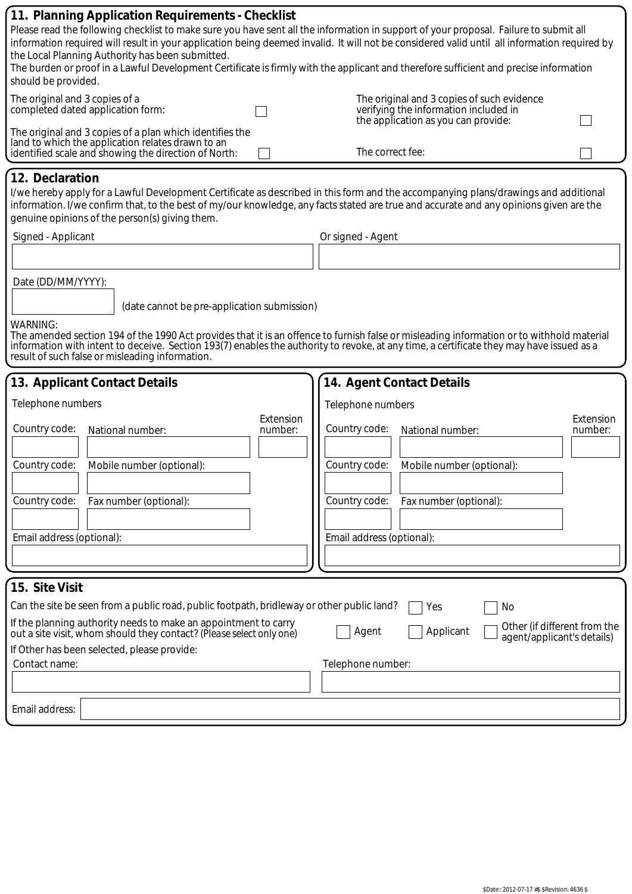## 11. Planning Application Requirements - Checklist

Please read the following checklist to make sure you have sent all the information in support of your proposal. Failure to submit all information required will result in your application being deemed invalid. It will not be considered valid until all information required by the Local Planning Authority has been submitted.

The burden or proof in a Lawful Development Certificate is firmly with the applicant and therefore sufficient and precise information should be provided.

- The original and 3 copies of a completed dated application form: ☐
- The original and 3 copies of a plan which identifies the land to which the application relates drawn to an identified scale and showing the direction of North: ☐
- The original and 3 copies of such evidence verifying the information included in the application as you can provide: ☐
- The correct fee: ☐

## 12. Declaration

I/we hereby apply for a Lawful Development Certificate as described in this form and the accompanying plans/drawings and additional information. I/we confirm that, to the best of my/our knowledge, any facts stated are true and accurate and any opinions given are the genuine opinions of the person(s) giving them.

Signed - Applicant: ______________________

Or signed - Agent: ______________________

Date (DD/MM/YYYY): __________ (date cannot be pre-application submission)

WARNING:

The amended section 194 of the 1990 Act provides that it is an offence to furnish false or misleading information or to withhold material information with intent to deceive. Section 193(7) enables the authority to revoke, at any time, a certificate they may have issued as a result of such false or misleading information.

## 13. Applicant Contact Details

Telephone numbers

| Country code: | National number: | Extension number: |
|---|---|---|
| | | |

| Country code: | Mobile number (optional): |
|---|---|
| | |

| Country code: | Fax number (optional): |
|---|---|
| | |

Email address (optional): ______________________

## 14. Agent Contact Details

Telephone numbers

| Country code: | National number: | Extension number: |
|---|---|---|
| | | |

| Country code: | Mobile number (optional): |
|---|---|
| | |

| Country code: | Fax number (optional): |
|---|---|
| | |

Email address (optional): ______________________

## 15. Site Visit

Can the site be seen from a public road, public footpath, bridleway or other public land? ☐ Yes ☐ No

If the planning authority needs to make an appointment to carry out a site visit, whom should they contact? (Please select only one) ☐ Agent ☐ Applicant ☐ Other (if different from the agent/applicant's details)

If Other has been selected, please provide:

Contact name: ______________________

Telephone number: ______________________

Email address: ______________________

$Date:: 2012-07-17 #$ $Revision: 4636 $